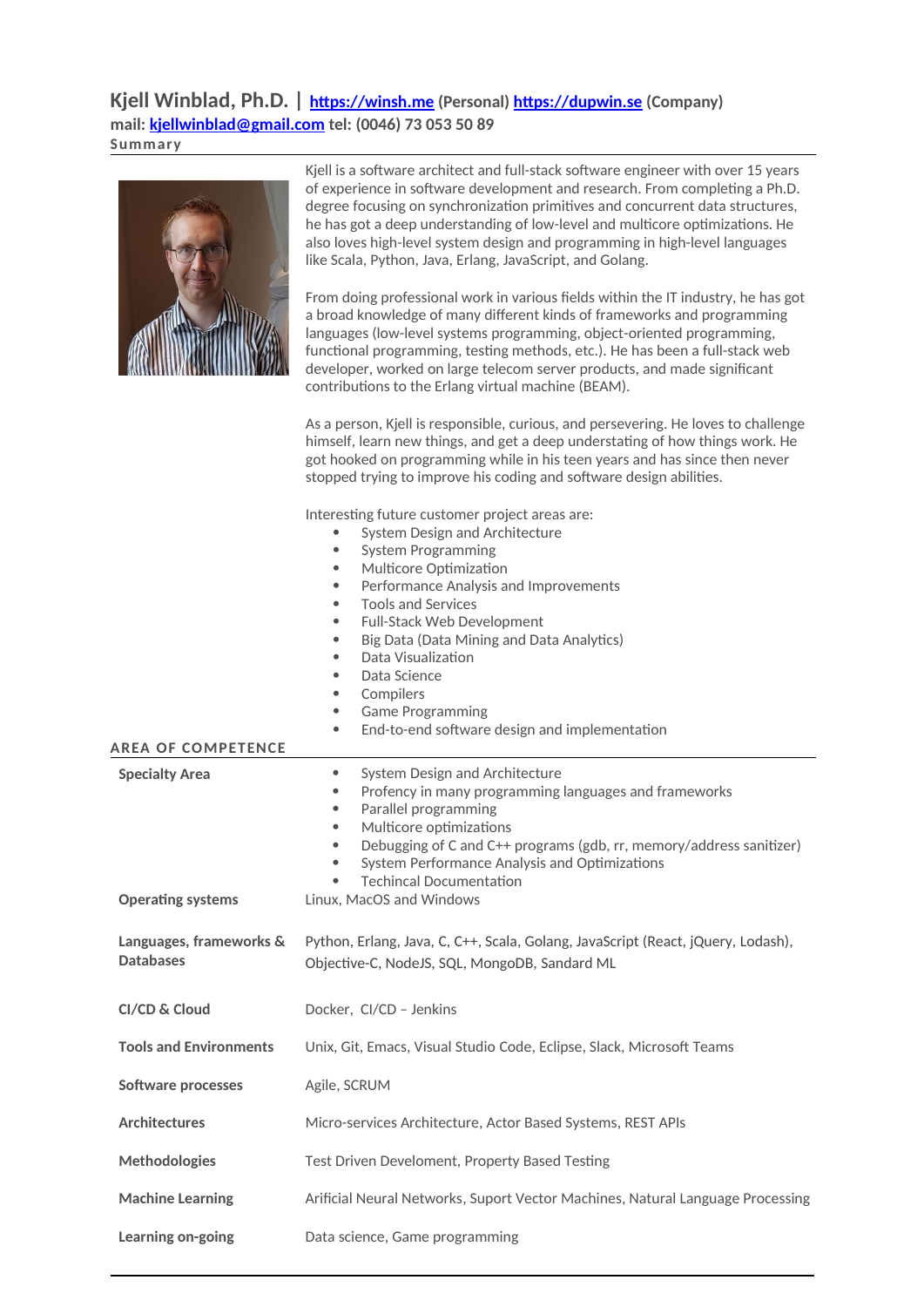# Kjell Winblad, Ph.D. | https://winsh.me (Personal) https://dupwin.se (Company)

**mail: kjellwinblad@gmail.com tel: (0046) 73 053 50 89**

## Summary

Kjell is a software architect and full-stack software engineer with over 15 years of experience in software development and research. From completing a Ph.D. degree focusing on synchronization primitives and concurrent data structures, he has got a deep understanding of low-level and multicore optimizations. He also loves high-level system design and programming in high-level languages like Scala, Python, Java, Erlang, JavaScript, and Golang.

From doing professional work in various fields within the IT industry, he has got a broad knowledge of many different kinds of frameworks and programming languages (low-level systems programming, object-oriented programming, functional programming, testing methods, etc.). He has been a full-stack web developer, worked on large telecom server products, and made significant contributions to the Erlang virtual machine (BEAM).

As a person, Kjell is responsible, curious, and persevering. He loves to challenge himself, learn new things, and get a deep understating of how things work. He got hooked on programming while in his teen years and has since then never stopped trying to improve his coding and software design abilities.

Interesting future customer project areas are:

- System Design and Architecture
- System Programming
- Multicore Optimization
- Performance Analysis and Improvements
- Tools and Services
- Full-Stack Web Development
- Big Data (Data Mining and Data Analytics)
- Data Visualization
- Data Science
- Compilers
- Game Programming
- End-to-end software design and implementation

## AREA OF COMPETENCE

**Specialty Area**

- System Design and Architecture
- Profency in many programming languages and frameworks
- Parallel programming
- Multicore optimizations
- Debugging of C and C++ programs (gdb, rr, memory/address sanitizer)
- System Performance Analysis and Optimizations
- Techincal Documentation

**Operating systems**

Linux, MacOS and Windows

**Languages, frameworks & Databases**

Python, Erlang, Java, C, C++, Scala, Golang, JavaScript (React, jQuery, Lodash), Objective-C, NodeJS, SQL, MongoDB, Sandard ML

**CI/CD & Cloud**

Docker, CI/CD – Jenkins

**Tools and Environments**

Unix, Git, Emacs, Visual Studio Code, Eclipse, Slack, Microsoft Teams

**Software processes**

Agile, SCRUM

**Architectures**

Micro-services Architecture, Actor Based Systems, REST APIs

**Methodologies**

Test Driven Develoment, Property Based Testing

**Machine Learning**

Arificial Neural Networks, Suport Vector Machines, Natural Language Processing

**Learning on-going**

Data science, Game programming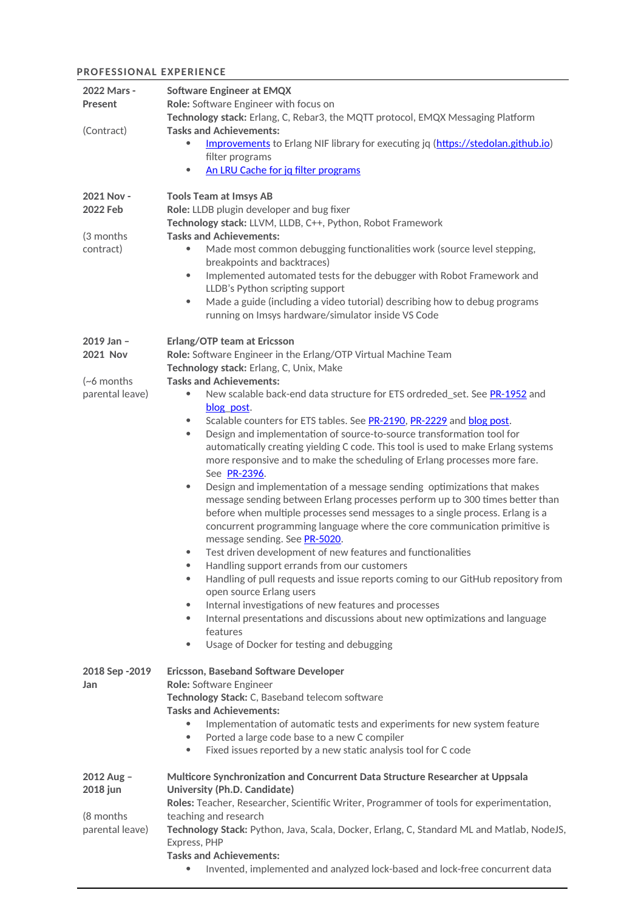## PROFESSIONAL EXPERIENCE

| | |
|---|---|
| **2022 Mars - Present**<br><br>(Contract) | **Software Engineer at EMQX**<br>**Role:** Software Engineer with focus on<br>**Technology stack:** Erlang, C, Rebar3, the MQTT protocol, EMQX Messaging Platform<br>**Tasks and Achievements:**<br>• Improvements to Erlang NIF library for executing jq (https://stedolan.github.io) filter programs<br>• An LRU Cache for jq filter programs |
| **2021 Nov - 2022 Feb**<br><br>(3 months contract) | **Tools Team at Imsys AB**<br>**Role:** LLDB plugin developer and bug fixer<br>**Technology stack:** LLVM, LLDB, C++, Python, Robot Framework<br>**Tasks and Achievements:**<br>• Made most common debugging functionalities work (source level stepping, breakpoints and backtraces)<br>• Implemented automated tests for the debugger with Robot Framework and LLDB's Python scripting support<br>• Made a guide (including a video tutorial) describing how to debug programs running on Imsys hardware/simulator inside VS Code |
| **2019 Jan – 2021 Nov**<br><br>(~6 months parental leave) | **Erlang/OTP team at Ericsson**<br>**Role:** Software Engineer in the Erlang/OTP Virtual Machine Team<br>**Technology stack:** Erlang, C, Unix, Make<br>**Tasks and Achievements:**<br>• New scalable back-end data structure for ETS ordreded_set. See PR-1952 and blog post.<br>• Scalable counters for ETS tables. See PR-2190, PR-2229 and blog post.<br>• Design and implementation of source-to-source transformation tool for automatically creating yielding C code. This tool is used to make Erlang systems more responsive and to make the scheduling of Erlang processes more fare. See PR-2396.<br>• Design and implementation of a message sending optimizations that makes message sending between Erlang processes perform up to 300 times better than before when multiple processes send messages to a single process. Erlang is a concurrent programming language where the core communication primitive is message sending. See PR-5020.<br>• Test driven development of new features and functionalities<br>• Handling support errands from our customers<br>• Handling of pull requests and issue reports coming to our GitHub repository from open source Erlang users<br>• Internal investigations of new features and processes<br>• Internal presentations and discussions about new optimizations and language features<br>• Usage of Docker for testing and debugging |
| **2018 Sep -2019 Jan** | **Ericsson, Baseband Software Developer**<br>**Role:** Software Engineer<br>**Technology Stack:** C, Baseband telecom software<br>**Tasks and Achievements:**<br>• Implementation of automatic tests and experiments for new system feature<br>• Ported a large code base to a new C compiler<br>• Fixed issues reported by a new static analysis tool for C code |
| **2012 Aug – 2018 jun**<br><br>(8 months parental leave) | **Multicore Synchronization and Concurrent Data Structure Researcher at Uppsala University (Ph.D. Candidate)**<br>**Roles:** Teacher, Researcher, Scientific Writer, Programmer of tools for experimentation, teaching and research<br>**Technology Stack:** Python, Java, Scala, Docker, Erlang, C, Standard ML and Matlab, NodeJS, Express, PHP<br>**Tasks and Achievements:**<br>• Invented, implemented and analyzed lock-based and lock-free concurrent data |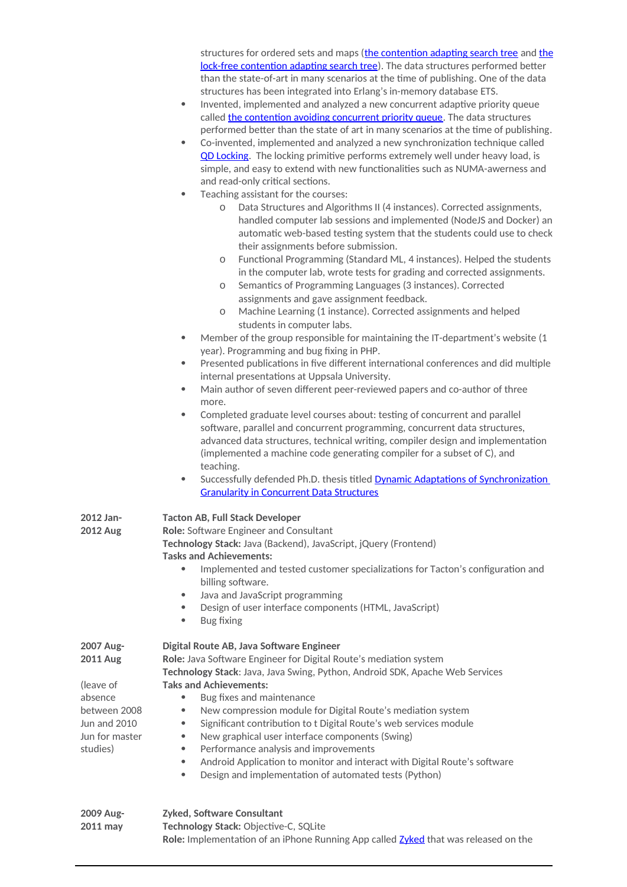structures for ordered sets and maps ([the contention adapting search tree]() and [the lock-free contention adapting search tree]()). The data structures performed better than the state-of-art in many scenarios at the time of publishing. One of the data structures has been integrated into Erlang's in-memory database ETS.
- Invented, implemented and analyzed a new concurrent adaptive priority queue called [the contention avoiding concurrent priority queue](). The data structures performed better than the state of art in many scenarios at the time of publishing.
- Co-invented, implemented and analyzed a new synchronization technique called [QD Locking](). The locking primitive performs extremely well under heavy load, is simple, and easy to extend with new functionalities such as NUMA-awerness and and read-only critical sections.
- Teaching assistant for the courses:
  - Data Structures and Algorithms II (4 instances). Corrected assignments, handled computer lab sessions and implemented (NodeJS and Docker) an automatic web-based testing system that the students could use to check their assignments before submission.
  - Functional Programming (Standard ML, 4 instances). Helped the students in the computer lab, wrote tests for grading and corrected assignments.
  - Semantics of Programming Languages (3 instances). Corrected assignments and gave assignment feedback.
  - Machine Learning (1 instance). Corrected assignments and helped students in computer labs.
- Member of the group responsible for maintaining the IT-department's website (1 year). Programming and bug fixing in PHP.
- Presented publications in five different international conferences and did multiple internal presentations at Uppsala University.
- Main author of seven different peer-reviewed papers and co-author of three more.
- Completed graduate level courses about: testing of concurrent and parallel software, parallel and concurrent programming, concurrent data structures, advanced data structures, technical writing, compiler design and implementation (implemented a machine code generating compiler for a subset of C), and teaching.
- Successfully defended Ph.D. thesis titled [Dynamic Adaptations of Synchronization Granularity in Concurrent Data Structures]()

**2012 Jan-2012 Aug**

**Tacton AB, Full Stack Developer**
**Role:** Software Engineer and Consultant
**Technology Stack:** Java (Backend), JavaScript, jQuery (Frontend)
**Tasks and Achievements:**
- Implemented and tested customer specializations for Tacton's configuration and billing software.
- Java and JavaScript programming
- Design of user interface components (HTML, JavaScript)
- Bug fixing

**2007 Aug-2011 Aug**

(leave of absence between 2008 Jun and 2010 Jun for master studies)

**Digital Route AB, Java Software Engineer**
**Role:** Java Software Engineer for Digital Route's mediation system
**Technology Stack**: Java, Java Swing, Python, Android SDK, Apache Web Services
**Taks and Achievements:**
- Bug fixes and maintenance
- New compression module for Digital Route's mediation system
- Significant contribution to t Digital Route's web services module
- New graphical user interface components (Swing)
- Performance analysis and improvements
- Android Application to monitor and interact with Digital Route's software
- Design and implementation of automated tests (Python)

**2009 Aug-2011 may**

**Zyked, Software Consultant**
**Technology Stack:** Objective-C, SQLite
**Role:** Implementation of an iPhone Running App called [Zyked]() that was released on the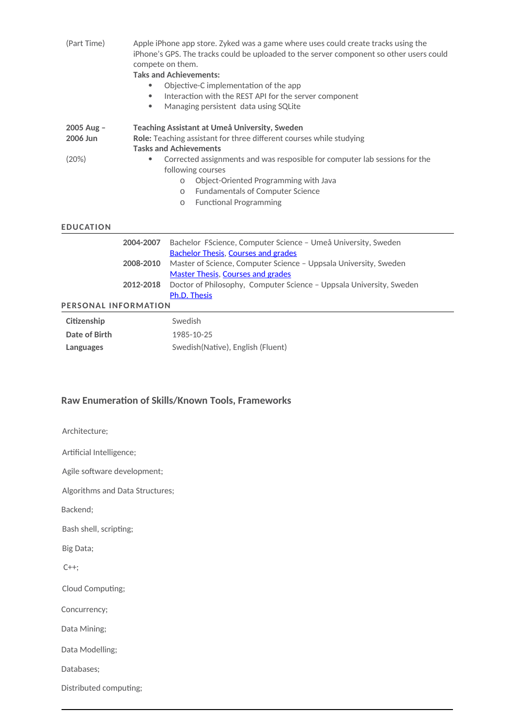| | |
|---|---|
| (Part Time) | Apple iPhone app store. Zyked was a game where uses could create tracks using the iPhone's GPS. The tracks could be uploaded to the server component so other users could compete on them.<br>**Taks and Achievements:**<br>• Objective-C implementation of the app<br>• Interaction with the REST API for the server component<br>• Managing persistent data using SQLite |
| **2005 Aug – 2006 Jun**<br><br>(20%) | **Teaching Assistant at Umeå University, Sweden**<br>**Role:** Teaching assistant for three different courses while studying<br>**Tasks and Achievements**<br>• Corrected assignments and was resposible for computer lab sessions for the following courses<br>  ○ Object-Oriented Programming with Java<br>  ○ Fundamentals of Computer Science<br>  ○ Functional Programming |

## EDUCATION

| | |
|---|---|
| **2004-2007** | Bachelor FScience, Computer Science – Umeå University, Sweden<br>Bachelor Thesis, Courses and grades |
| **2008-2010** | Master of Science, Computer Science – Uppsala University, Sweden<br>Master Thesis, Courses and grades |
| **2012-2018** | Doctor of Philosophy, Computer Science – Uppsala University, Sweden<br>Ph.D. Thesis |

## PERSONAL INFORMATION

| | |
|---|---|
| **Citizenship** | Swedish |
| **Date of Birth** | 1985-10-25 |
| **Languages** | Swedish(Native), English (Fluent) |

## Raw Enumeration of Skills/Known Tools, Frameworks

Architecture;

Artificial Intelligence;

Agile software development;

Algorithms and Data Structures;

Backend;

Bash shell, scripting;

Big Data;

C++;

Cloud Computing;

Concurrency;

Data Mining;

Data Modelling;

Databases;

Distributed computing;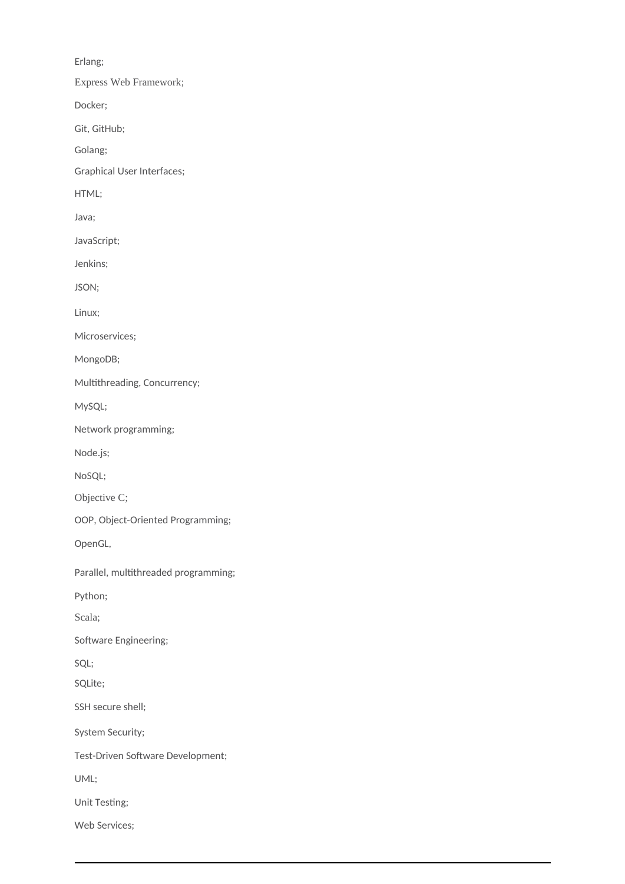Erlang;

Express Web Framework;

Docker;

Git, GitHub;

Golang;

Graphical User Interfaces;

HTML;

Java;

JavaScript;

Jenkins;

JSON;

Linux;

Microservices;

MongoDB;

Multithreading, Concurrency;

MySQL;

Network programming;

Node.js;

NoSQL;

Objective C;

OOP, Object-Oriented Programming;

OpenGL,

Parallel, multithreaded programming;

Python;

Scala;

Software Engineering;

SQL;

SQLite;

SSH secure shell;

System Security;

Test-Driven Software Development;

UML;

Unit Testing;

Web Services;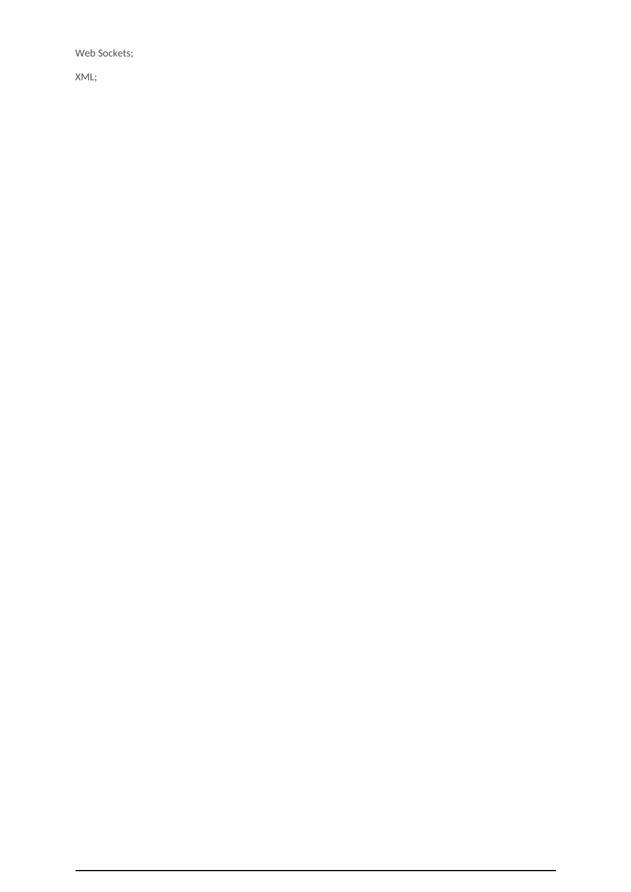Web Sockets;

XML;